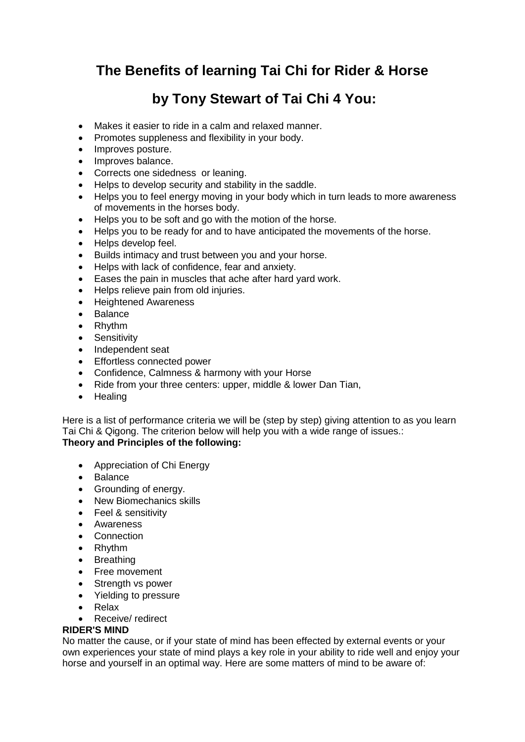# The Benefits of learning Tai Chi for Rider & Horse

## by Tony Stewart of Tai Chi 4 You:

- Makes it easier to ride in a calm and relaxed manner.
- Promotes suppleness and flexibility in your body.
- Improves posture.
- Improves balance.
- Corrects one sidedness  or leaning.
- Helps to develop security and stability in the saddle.
- Helps you to feel energy moving in your body which in turn leads to more awareness of movements in the horses body.
- Helps you to be soft and go with the motion of the horse.
- Helps you to be ready for and to have anticipated the movements of the horse.
- Helps develop feel.
- Builds intimacy and trust between you and your horse.
- Helps with lack of confidence, fear and anxiety.
- Eases the pain in muscles that ache after hard yard work.
- Helps relieve pain from old injuries.
- Heightened Awareness
- Balance
- Rhythm
- Sensitivity
- Independent seat
- Effortless connected power
- Confidence, Calmness & harmony with your Horse
- Ride from your three centers: upper, middle & lower Dan Tian,
- Healing

Here is a list of performance criteria we will be (step by step) giving attention to as you learn Tai Chi & Qigong. The criterion below will help you with a wide range of issues.:
**Theory and Principles of the following:**

- Appreciation of Chi Energy
- Balance
- Grounding of energy.
- New Biomechanics skills
- Feel & sensitivity
- Awareness
- Connection
- Rhythm
- Breathing
- Free movement
- Strength vs power
- Yielding to pressure
- Relax
- Receive/ redirect

**RIDER'S MIND**
No matter the cause, or if your state of mind has been effected by external events or your own experiences your state of mind plays a key role in your ability to ride well and enjoy your horse and yourself in an optimal way. Here are some matters of mind to be aware of: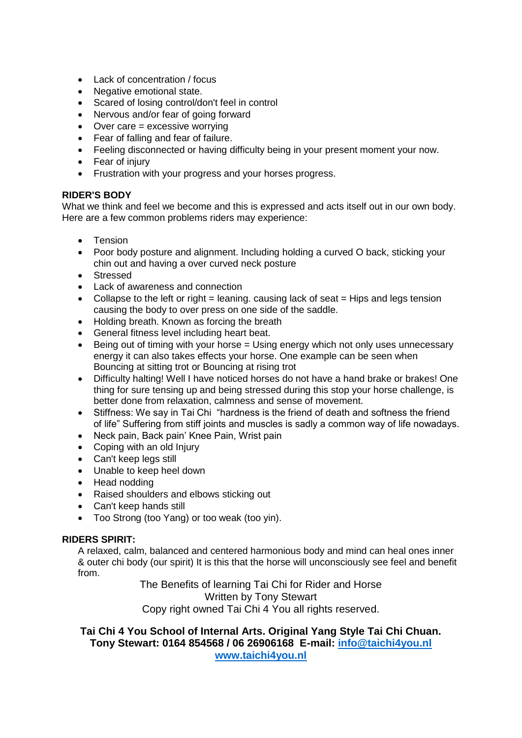- Lack of concentration / focus
- Negative emotional state.
- Scared of losing control/don't feel in control
- Nervous and/or fear of going forward
- Over care = excessive worrying
- Fear of falling and fear of failure.
- Feeling disconnected or having difficulty being in your present moment your now.
- Fear of injury
- Frustration with your progress and your horses progress.

**RIDER'S BODY**

What we think and feel we become and this is expressed and acts itself out in our own body. Here are a few common problems riders may experience:

- Tension
- Poor body posture and alignment. Including holding a curved O back, sticking your chin out and having a over curved neck posture
- Stressed
- Lack of awareness and connection
- Collapse to the left or right = leaning. causing lack of seat = Hips and legs tension causing the body to over press on one side of the saddle.
- Holding breath. Known as forcing the breath
- General fitness level including heart beat.
- Being out of timing with your horse = Using energy which not only uses unnecessary energy it can also takes effects your horse. One example can be seen when Bouncing at sitting trot or Bouncing at rising trot
- Difficulty halting! Well I have noticed horses do not have a hand brake or brakes! One thing for sure tensing up and being stressed during this stop your horse challenge, is better done from relaxation, calmness and sense of movement.
- Stiffness: We say in Tai Chi "hardness is the friend of death and softness the friend of life" Suffering from stiff joints and muscles is sadly a common way of life nowadays.
- Neck pain, Back pain' Knee Pain, Wrist pain
- Coping with an old Injury
- Can't keep legs still
- Unable to keep heel down
- Head nodding
- Raised shoulders and elbows sticking out
- Can't keep hands still
- Too Strong (too Yang) or too weak (too yin).

**RIDERS SPIRIT:**

A relaxed, calm, balanced and centered harmonious body and mind can heal ones inner & outer chi body (our spirit) It is this that the horse will unconsciously see feel and benefit from.

The Benefits of learning Tai Chi for Rider and Horse
Written by Tony Stewart
Copy right owned Tai Chi 4 You all rights reserved.

**Tai Chi 4 You School of Internal Arts. Original Yang Style Tai Chi Chuan.**
**Tony Stewart: 0164 854568 / 06 26906168 E-mail: [info@taichi4you.nl](mailto:info@taichi4you.nl)**
**[www.taichi4you.nl](http://www.taichi4you.nl)**